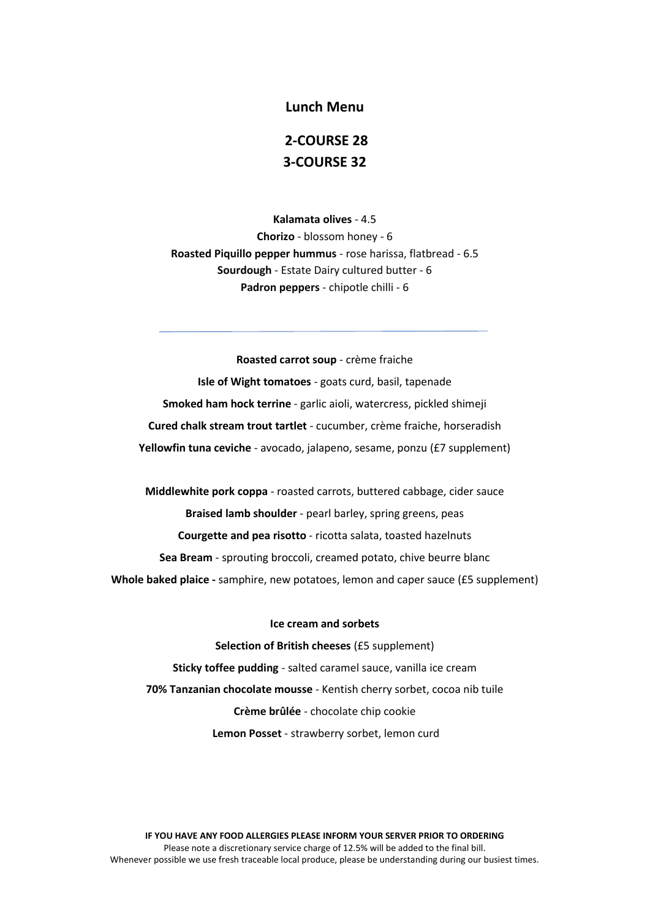## Lunch Menu

## 2-COURSE 28
## 3-COURSE 32

**Kalamata olives** - 4.5

**Chorizo** - blossom honey - 6

**Roasted Piquillo pepper hummus** - rose harissa, flatbread - 6.5

**Sourdough** - Estate Dairy cultured butter - 6

**Padron peppers** - chipotle chilli - 6

---

**Roasted carrot soup** - crème fraiche

**Isle of Wight tomatoes** - goats curd, basil, tapenade

**Smoked ham hock terrine** - garlic aioli, watercress, pickled shimeji

**Cured chalk stream trout tartlet** - cucumber, crème fraiche, horseradish

**Yellowfin tuna ceviche** - avocado, jalapeno, sesame, ponzu (£7 supplement)

**Middlewhite pork coppa** - roasted carrots, buttered cabbage, cider sauce

**Braised lamb shoulder** - pearl barley, spring greens, peas

**Courgette and pea risotto** - ricotta salata, toasted hazelnuts

**Sea Bream** - sprouting broccoli, creamed potato, chive beurre blanc

**Whole baked plaice -** samphire, new potatoes, lemon and caper sauce (£5 supplement)

**Ice cream and sorbets**

**Selection of British cheeses** (£5 supplement)

**Sticky toffee pudding** - salted caramel sauce, vanilla ice cream

**70% Tanzanian chocolate mousse** - Kentish cherry sorbet, cocoa nib tuile

**Crème brûlée** - chocolate chip cookie

**Lemon Posset** - strawberry sorbet, lemon curd

**IF YOU HAVE ANY FOOD ALLERGIES PLEASE INFORM YOUR SERVER PRIOR TO ORDERING**

Please note a discretionary service charge of 12.5% will be added to the final bill.

Whenever possible we use fresh traceable local produce, please be understanding during our busiest times.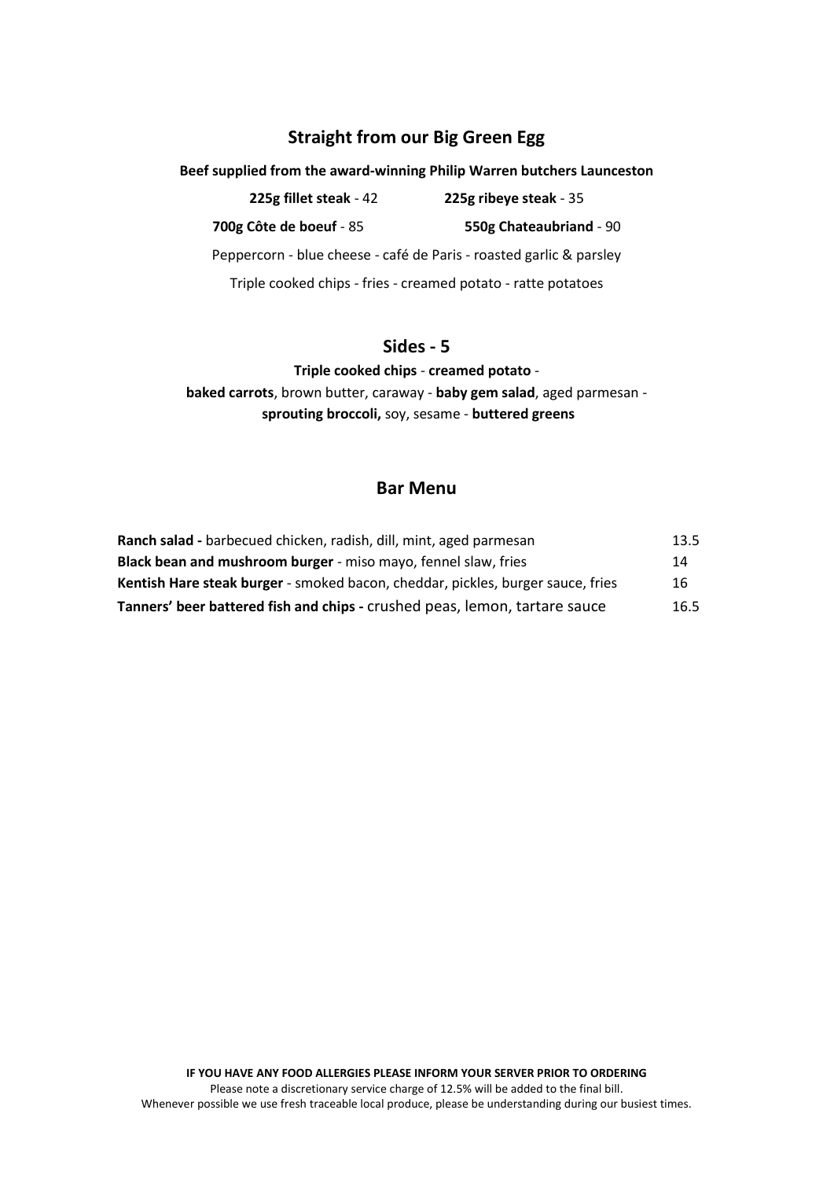## Straight from our Big Green Egg

**Beef supplied from the award-winning Philip Warren butchers Launceston**

**225g fillet steak** - 42 **225g ribeye steak** - 35

**700g Côte de boeuf** - 85 **550g Chateaubriand** - 90

Peppercorn - blue cheese - café de Paris - roasted garlic & parsley

Triple cooked chips - fries - creamed potato - ratte potatoes

## Sides - 5

**Triple cooked chips** - **creamed potato** -
**baked carrots**, brown butter, caraway - **baby gem salad**, aged parmesan -
**sprouting broccoli,** soy, sesame - **buttered greens**

## Bar Menu

| | |
|---|---|
| **Ranch salad -** barbecued chicken, radish, dill, mint, aged parmesan | 13.5 |
| **Black bean and mushroom burger** - miso mayo, fennel slaw, fries | 14 |
| **Kentish Hare steak burger** - smoked bacon, cheddar, pickles, burger sauce, fries | 16 |
| **Tanners' beer battered fish and chips -** crushed peas, lemon, tartare sauce | 16.5 |

**IF YOU HAVE ANY FOOD ALLERGIES PLEASE INFORM YOUR SERVER PRIOR TO ORDERING**
Please note a discretionary service charge of 12.5% will be added to the final bill.
Whenever possible we use fresh traceable local produce, please be understanding during our busiest times.